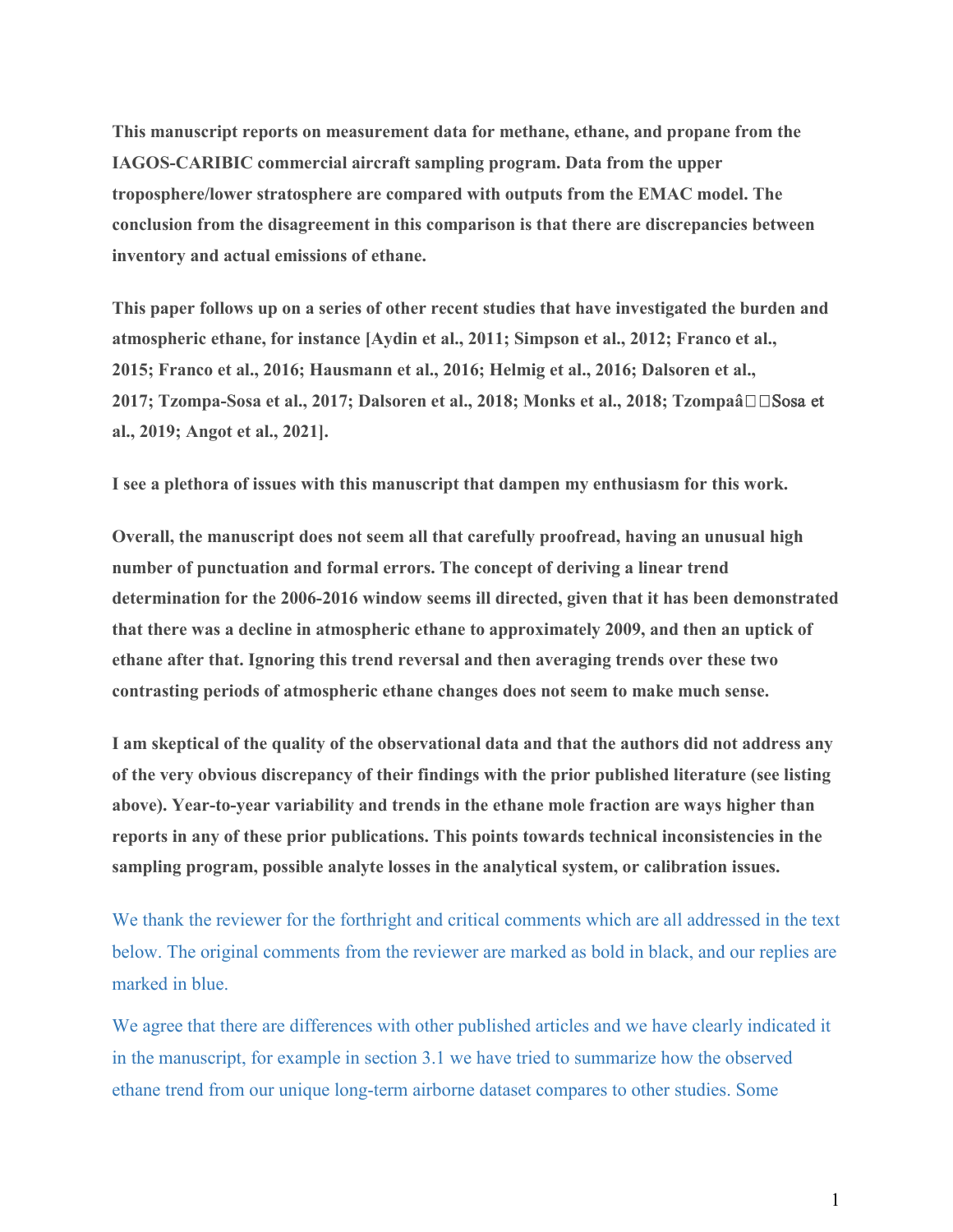**This manuscript reports on measurement data for methane, ethane, and propane from the IAGOS-CARIBIC commercial aircraft sampling program. Data from the upper troposphere/lower stratosphere are compared with outputs from the EMAC model. The conclusion from the disagreement in this comparison is that there are discrepancies between inventory and actual emissions of ethane.**

**This paper follows up on a series of other recent studies that have investigated the burden and atmospheric ethane, for instance [Aydin et al., 2011; Simpson et al., 2012; Franco et al., 2015; Franco et al., 2016; Hausmann et al., 2016; Helmig et al., 2016; Dalsoren et al., 2017; Tzompa-Sosa et al., 2017; Dalsoren et al., 2018; Monks et al., 2018; Tzompaâ□□Sosa et al., 2019; Angot et al., 2021].**

**I see a plethora of issues with this manuscript that dampen my enthusiasm for this work.**

**Overall, the manuscript does not seem all that carefully proofread, having an unusual high number of punctuation and formal errors. The concept of deriving a linear trend determination for the 2006-2016 window seems ill directed, given that it has been demonstrated that there was a decline in atmospheric ethane to approximately 2009, and then an uptick of ethane after that. Ignoring this trend reversal and then averaging trends over these two contrasting periods of atmospheric ethane changes does not seem to make much sense.**

**I am skeptical of the quality of the observational data and that the authors did not address any of the very obvious discrepancy of their findings with the prior published literature (see listing above). Year-to-year variability and trends in the ethane mole fraction are ways higher than reports in any of these prior publications. This points towards technical inconsistencies in the sampling program, possible analyte losses in the analytical system, or calibration issues.**

We thank the reviewer for the forthright and critical comments which are all addressed in the text below. The original comments from the reviewer are marked as bold in black, and our replies are marked in blue.

We agree that there are differences with other published articles and we have clearly indicated it in the manuscript, for example in section 3.1 we have tried to summarize how the observed ethane trend from our unique long-term airborne dataset compares to other studies. Some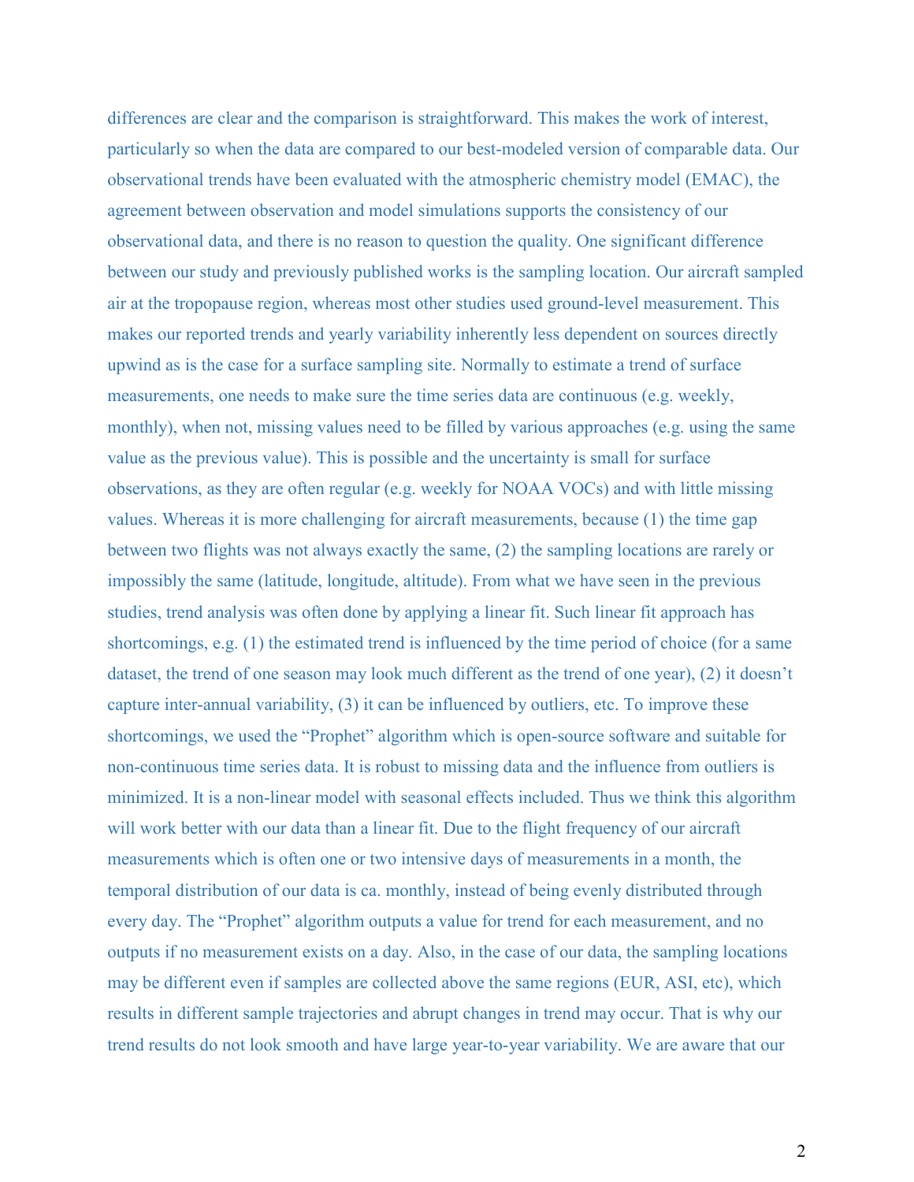differences are clear and the comparison is straightforward. This makes the work of interest, particularly so when the data are compared to our best-modeled version of comparable data. Our observational trends have been evaluated with the atmospheric chemistry model (EMAC), the agreement between observation and model simulations supports the consistency of our observational data, and there is no reason to question the quality. One significant difference between our study and previously published works is the sampling location. Our aircraft sampled air at the tropopause region, whereas most other studies used ground-level measurement. This makes our reported trends and yearly variability inherently less dependent on sources directly upwind as is the case for a surface sampling site. Normally to estimate a trend of surface measurements, one needs to make sure the time series data are continuous (e.g. weekly, monthly), when not, missing values need to be filled by various approaches (e.g. using the same value as the previous value). This is possible and the uncertainty is small for surface observations, as they are often regular (e.g. weekly for NOAA VOCs) and with little missing values. Whereas it is more challenging for aircraft measurements, because (1) the time gap between two flights was not always exactly the same, (2) the sampling locations are rarely or impossibly the same (latitude, longitude, altitude). From what we have seen in the previous studies, trend analysis was often done by applying a linear fit. Such linear fit approach has shortcomings, e.g. (1) the estimated trend is influenced by the time period of choice (for a same dataset, the trend of one season may look much different as the trend of one year), (2) it doesn't capture inter-annual variability, (3) it can be influenced by outliers, etc. To improve these shortcomings, we used the "Prophet" algorithm which is open-source software and suitable for non-continuous time series data. It is robust to missing data and the influence from outliers is minimized. It is a non-linear model with seasonal effects included. Thus we think this algorithm will work better with our data than a linear fit. Due to the flight frequency of our aircraft measurements which is often one or two intensive days of measurements in a month, the temporal distribution of our data is ca. monthly, instead of being evenly distributed through every day. The "Prophet" algorithm outputs a value for trend for each measurement, and no outputs if no measurement exists on a day. Also, in the case of our data, the sampling locations may be different even if samples are collected above the same regions (EUR, ASI, etc), which results in different sample trajectories and abrupt changes in trend may occur. That is why our trend results do not look smooth and have large year-to-year variability. We are aware that our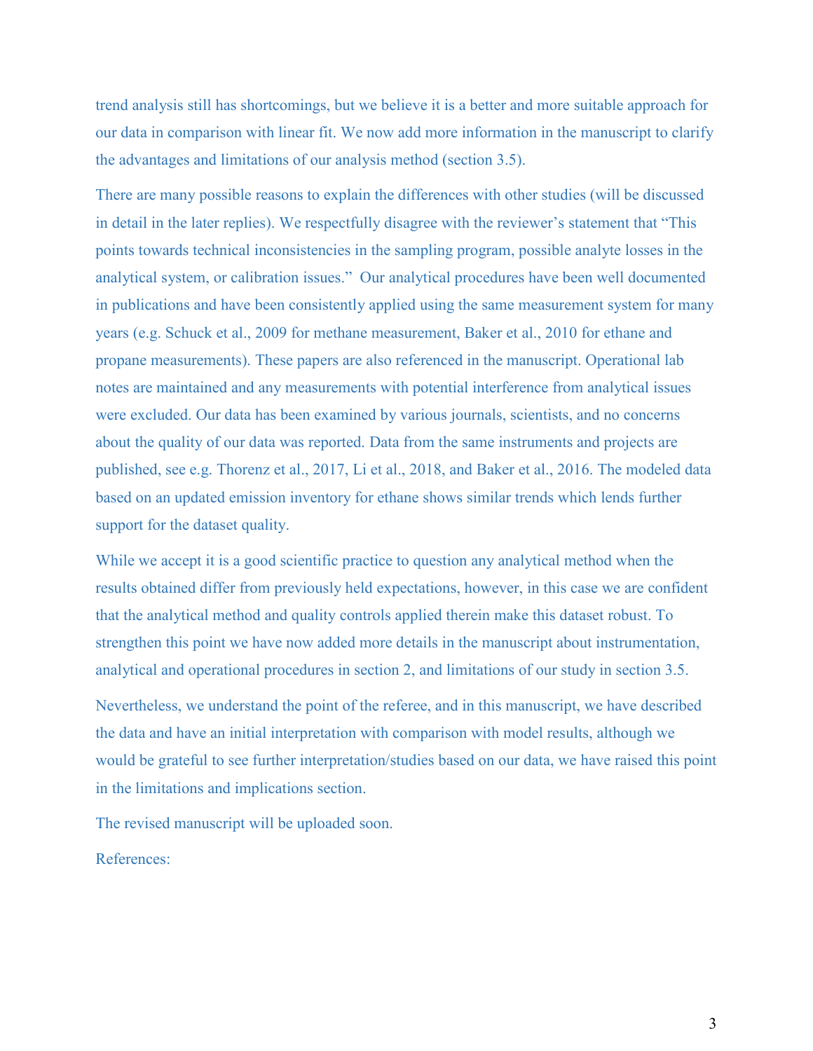trend analysis still has shortcomings, but we believe it is a better and more suitable approach for our data in comparison with linear fit. We now add more information in the manuscript to clarify the advantages and limitations of our analysis method (section 3.5).

There are many possible reasons to explain the differences with other studies (will be discussed in detail in the later replies). We respectfully disagree with the reviewer's statement that "This points towards technical inconsistencies in the sampling program, possible analyte losses in the analytical system, or calibration issues." Our analytical procedures have been well documented in publications and have been consistently applied using the same measurement system for many years (e.g. Schuck et al., 2009 for methane measurement, Baker et al., 2010 for ethane and propane measurements). These papers are also referenced in the manuscript. Operational lab notes are maintained and any measurements with potential interference from analytical issues were excluded. Our data has been examined by various journals, scientists, and no concerns about the quality of our data was reported. Data from the same instruments and projects are published, see e.g. Thorenz et al., 2017, Li et al., 2018, and Baker et al., 2016. The modeled data based on an updated emission inventory for ethane shows similar trends which lends further support for the dataset quality.

While we accept it is a good scientific practice to question any analytical method when the results obtained differ from previously held expectations, however, in this case we are confident that the analytical method and quality controls applied therein make this dataset robust. To strengthen this point we have now added more details in the manuscript about instrumentation, analytical and operational procedures in section 2, and limitations of our study in section 3.5.

Nevertheless, we understand the point of the referee, and in this manuscript, we have described the data and have an initial interpretation with comparison with model results, although we would be grateful to see further interpretation/studies based on our data, we have raised this point in the limitations and implications section.

The revised manuscript will be uploaded soon.

References: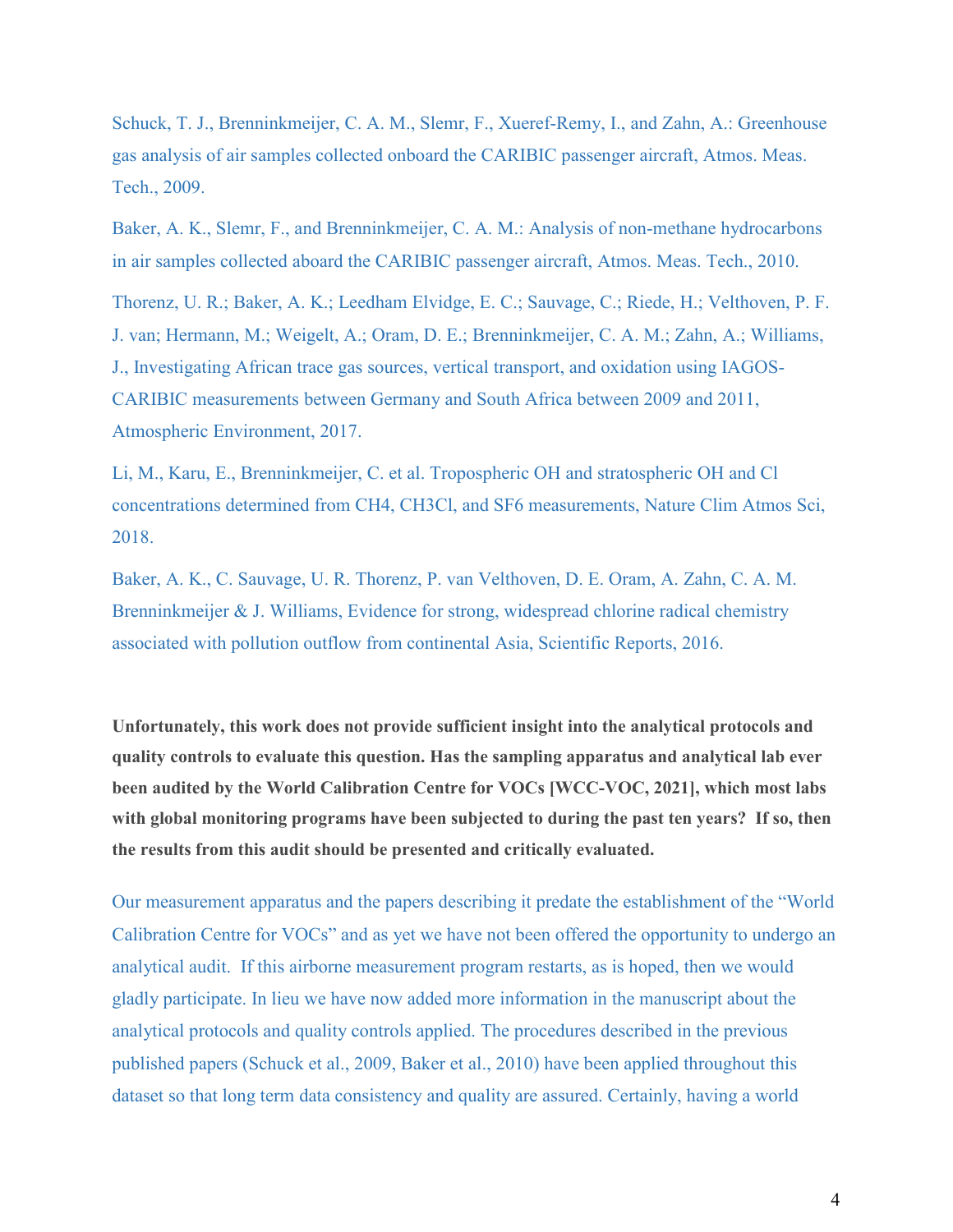Schuck, T. J., Brenninkmeijer, C. A. M., Slemr, F., Xueref-Remy, I., and Zahn, A.: Greenhouse gas analysis of air samples collected onboard the CARIBIC passenger aircraft, Atmos. Meas. Tech., 2009.

Baker, A. K., Slemr, F., and Brenninkmeijer, C. A. M.: Analysis of non-methane hydrocarbons in air samples collected aboard the CARIBIC passenger aircraft, Atmos. Meas. Tech., 2010.

Thorenz, U. R.; Baker, A. K.; Leedham Elvidge, E. C.; Sauvage, C.; Riede, H.; Velthoven, P. F. J. van; Hermann, M.; Weigelt, A.; Oram, D. E.; Brenninkmeijer, C. A. M.; Zahn, A.; Williams, J., Investigating African trace gas sources, vertical transport, and oxidation using IAGOS-CARIBIC measurements between Germany and South Africa between 2009 and 2011, Atmospheric Environment, 2017.

Li, M., Karu, E., Brenninkmeijer, C. et al. Tropospheric OH and stratospheric OH and Cl concentrations determined from CH4, CH3Cl, and SF6 measurements, Nature Clim Atmos Sci, 2018.

Baker, A. K., C. Sauvage, U. R. Thorenz, P. van Velthoven, D. E. Oram, A. Zahn, C. A. M. Brenninkmeijer & J. Williams, Evidence for strong, widespread chlorine radical chemistry associated with pollution outflow from continental Asia, Scientific Reports, 2016.

**Unfortunately, this work does not provide sufficient insight into the analytical protocols and quality controls to evaluate this question. Has the sampling apparatus and analytical lab ever been audited by the World Calibration Centre for VOCs [WCC-VOC, 2021], which most labs with global monitoring programs have been subjected to during the past ten years? If so, then the results from this audit should be presented and critically evaluated.**

Our measurement apparatus and the papers describing it predate the establishment of the "World Calibration Centre for VOCs" and as yet we have not been offered the opportunity to undergo an analytical audit. If this airborne measurement program restarts, as is hoped, then we would gladly participate. In lieu we have now added more information in the manuscript about the analytical protocols and quality controls applied. The procedures described in the previous published papers (Schuck et al., 2009, Baker et al., 2010) have been applied throughout this dataset so that long term data consistency and quality are assured. Certainly, having a world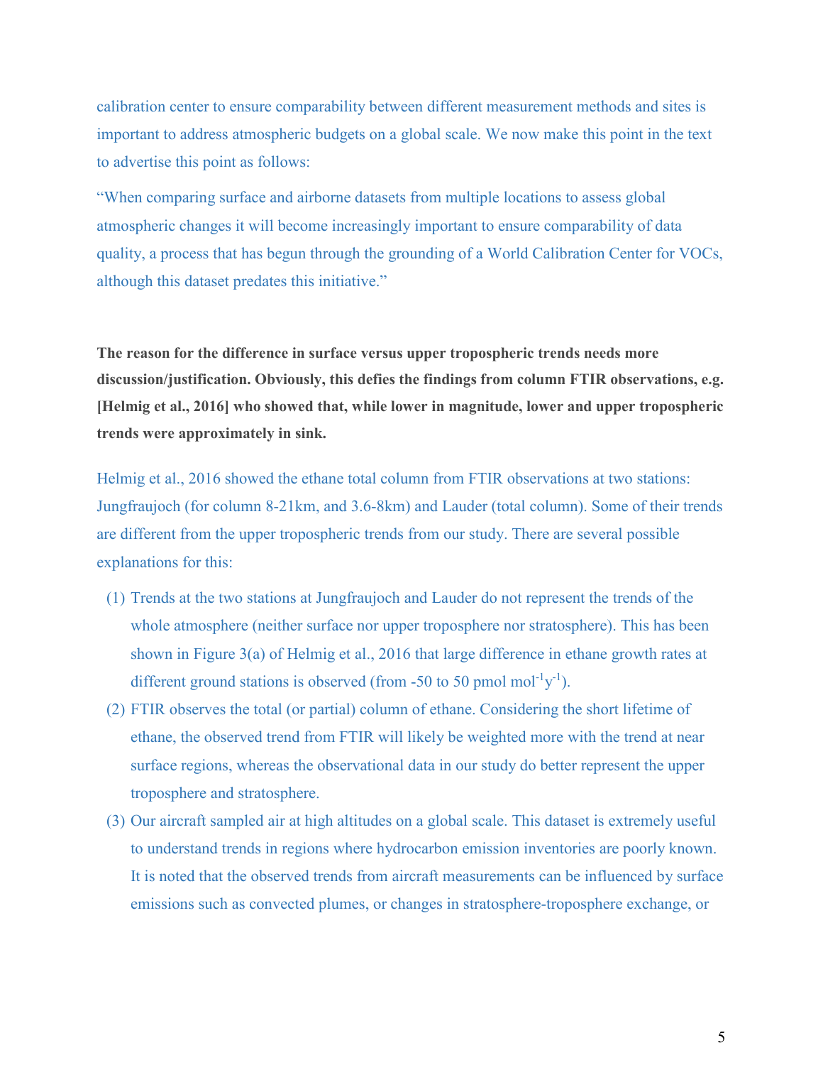calibration center to ensure comparability between different measurement methods and sites is important to address atmospheric budgets on a global scale. We now make this point in the text to advertise this point as follows:

"When comparing surface and airborne datasets from multiple locations to assess global atmospheric changes it will become increasingly important to ensure comparability of data quality, a process that has begun through the grounding of a World Calibration Center for VOCs, although this dataset predates this initiative."

**The reason for the difference in surface versus upper tropospheric trends needs more discussion/justification. Obviously, this defies the findings from column FTIR observations, e.g. [Helmig et al., 2016] who showed that, while lower in magnitude, lower and upper tropospheric trends were approximately in sink.**

Helmig et al., 2016 showed the ethane total column from FTIR observations at two stations: Jungfraujoch (for column 8-21km, and 3.6-8km) and Lauder (total column). Some of their trends are different from the upper tropospheric trends from our study. There are several possible explanations for this:

(1) Trends at the two stations at Jungfraujoch and Lauder do not represent the trends of the whole atmosphere (neither surface nor upper troposphere nor stratosphere). This has been shown in Figure 3(a) of Helmig et al., 2016 that large difference in ethane growth rates at different ground stations is observed (from -50 to 50 pmol $mol^{-1}y^{-1}$).

(2) FTIR observes the total (or partial) column of ethane. Considering the short lifetime of ethane, the observed trend from FTIR will likely be weighted more with the trend at near surface regions, whereas the observational data in our study do better represent the upper troposphere and stratosphere.

(3) Our aircraft sampled air at high altitudes on a global scale. This dataset is extremely useful to understand trends in regions where hydrocarbon emission inventories are poorly known. It is noted that the observed trends from aircraft measurements can be influenced by surface emissions such as convected plumes, or changes in stratosphere-troposphere exchange, or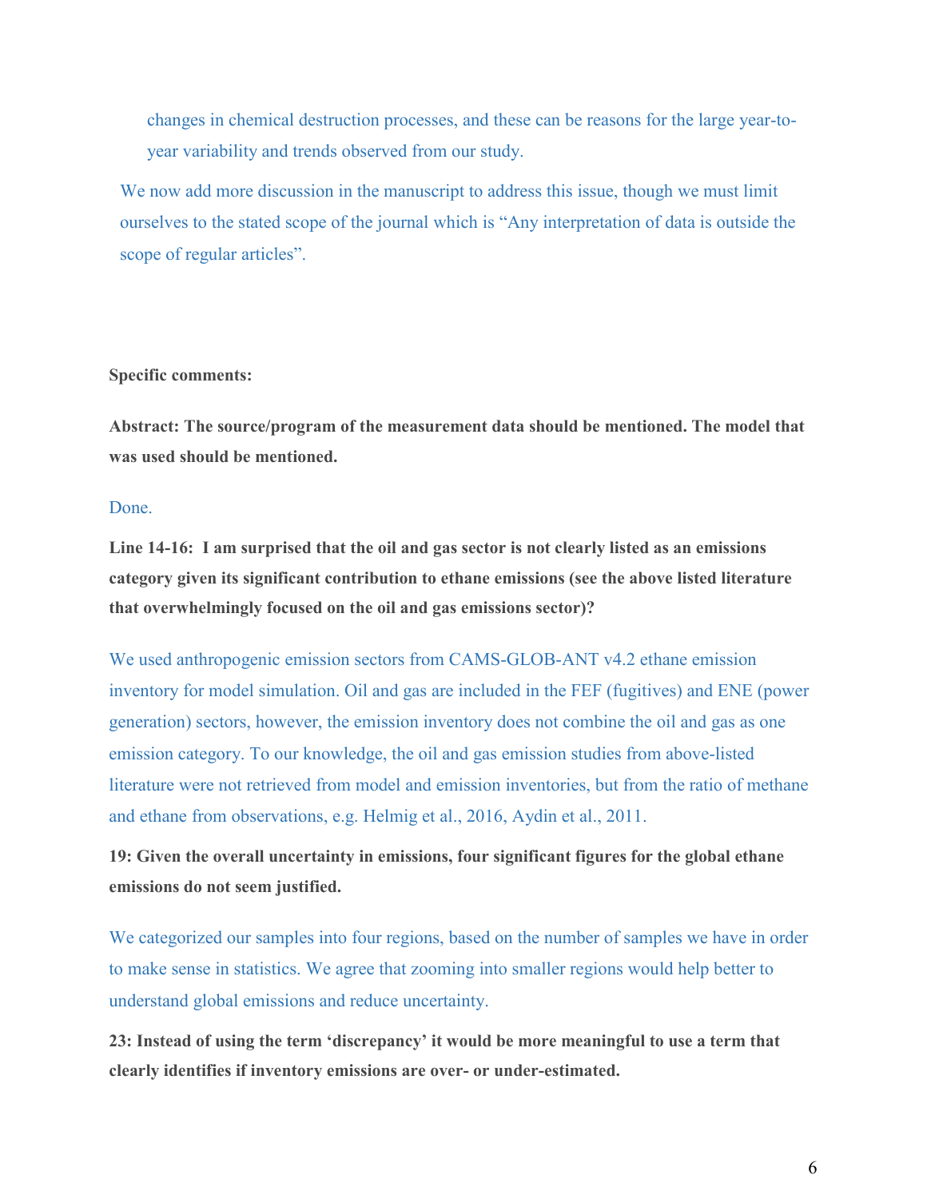changes in chemical destruction processes, and these can be reasons for the large year-to-year variability and trends observed from our study.

We now add more discussion in the manuscript to address this issue, though we must limit ourselves to the stated scope of the journal which is "Any interpretation of data is outside the scope of regular articles".

**Specific comments:**

**Abstract: The source/program of the measurement data should be mentioned. The model that was used should be mentioned.**

Done.

**Line 14-16: I am surprised that the oil and gas sector is not clearly listed as an emissions category given its significant contribution to ethane emissions (see the above listed literature that overwhelmingly focused on the oil and gas emissions sector)?**

We used anthropogenic emission sectors from CAMS-GLOB-ANT v4.2 ethane emission inventory for model simulation. Oil and gas are included in the FEF (fugitives) and ENE (power generation) sectors, however, the emission inventory does not combine the oil and gas as one emission category. To our knowledge, the oil and gas emission studies from above-listed literature were not retrieved from model and emission inventories, but from the ratio of methane and ethane from observations, e.g. Helmig et al., 2016, Aydin et al., 2011.

**19: Given the overall uncertainty in emissions, four significant figures for the global ethane emissions do not seem justified.**

We categorized our samples into four regions, based on the number of samples we have in order to make sense in statistics. We agree that zooming into smaller regions would help better to understand global emissions and reduce uncertainty.

**23: Instead of using the term 'discrepancy' it would be more meaningful to use a term that clearly identifies if inventory emissions are over- or under-estimated.**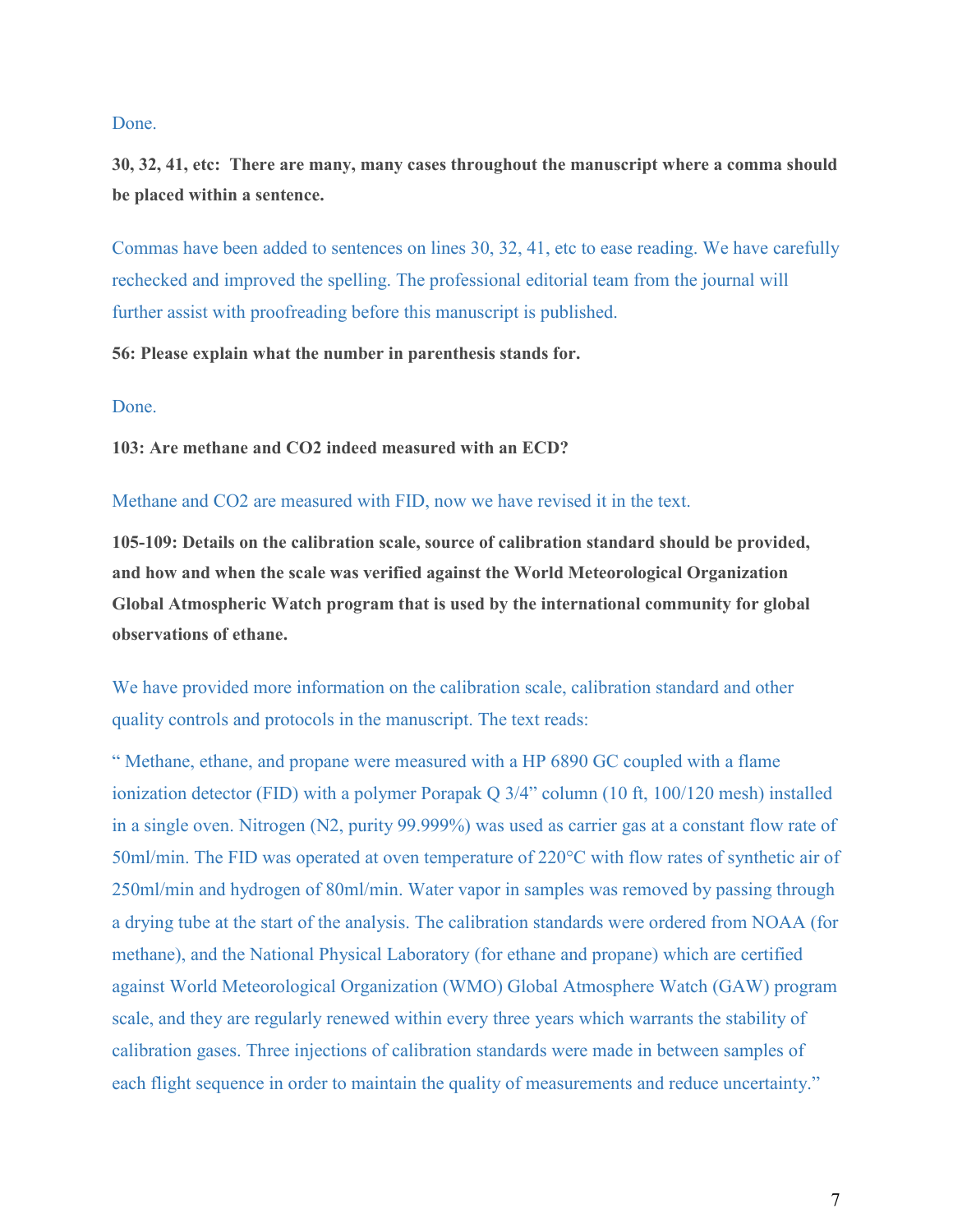Done.

**30, 32, 41, etc: There are many, many cases throughout the manuscript where a comma should be placed within a sentence.**

Commas have been added to sentences on lines 30, 32, 41, etc to ease reading. We have carefully rechecked and improved the spelling. The professional editorial team from the journal will further assist with proofreading before this manuscript is published.

**56: Please explain what the number in parenthesis stands for.**

Done.

**103: Are methane and CO2 indeed measured with an ECD?**

Methane and CO2 are measured with FID, now we have revised it in the text.

**105-109: Details on the calibration scale, source of calibration standard should be provided, and how and when the scale was verified against the World Meteorological Organization Global Atmospheric Watch program that is used by the international community for global observations of ethane.**

We have provided more information on the calibration scale, calibration standard and other quality controls and protocols in the manuscript. The text reads:

" Methane, ethane, and propane were measured with a HP 6890 GC coupled with a flame ionization detector (FID) with a polymer Porapak Q 3/4" column (10 ft, 100/120 mesh) installed in a single oven. Nitrogen ($N_2$, purity 99.999%) was used as carrier gas at a constant flow rate of 50ml/min. The FID was operated at oven temperature of 220°C with flow rates of synthetic air of 250ml/min and hydrogen of 80ml/min. Water vapor in samples was removed by passing through a drying tube at the start of the analysis. The calibration standards were ordered from NOAA (for methane), and the National Physical Laboratory (for ethane and propane) which are certified against World Meteorological Organization (WMO) Global Atmosphere Watch (GAW) program scale, and they are regularly renewed within every three years which warrants the stability of calibration gases. Three injections of calibration standards were made in between samples of each flight sequence in order to maintain the quality of measurements and reduce uncertainty."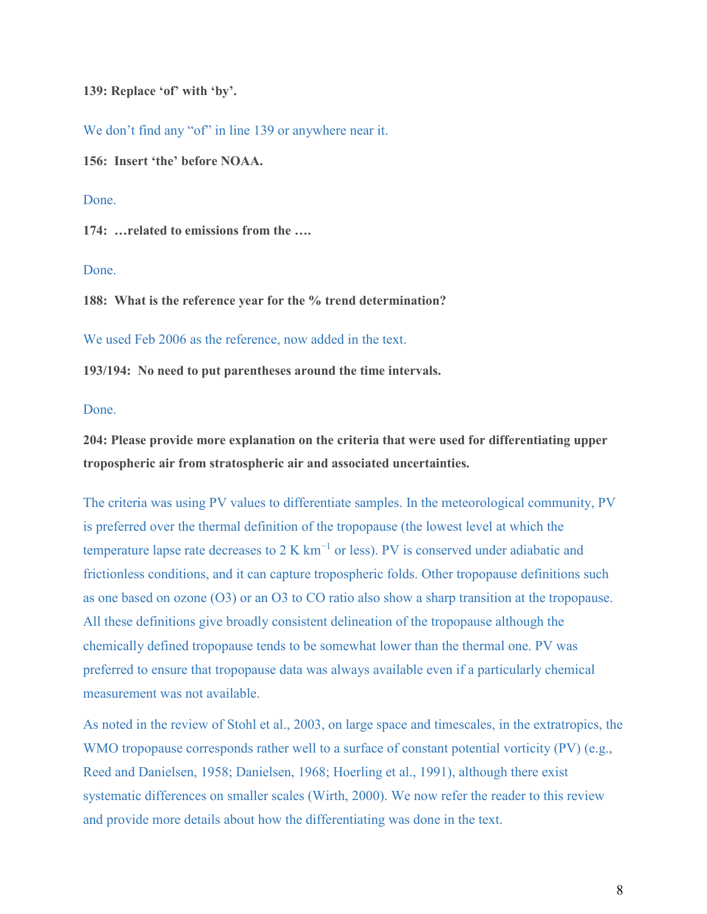**139: Replace ‘of’ with ‘by’.**

We don’t find any “of” in line 139 or anywhere near it.

**156: Insert ‘the’ before NOAA.**

Done.

**174: …related to emissions from the ….**

Done.

**188: What is the reference year for the % trend determination?**

We used Feb 2006 as the reference, now added in the text.

**193/194: No need to put parentheses around the time intervals.**

Done.

**204: Please provide more explanation on the criteria that were used for differentiating upper tropospheric air from stratospheric air and associated uncertainties.**

The criteria was using PV values to differentiate samples. In the meteorological community, PV is preferred over the thermal definition of the tropopause (the lowest level at which the temperature lapse rate decreases to 2 K $km^{-1}$ or less). PV is conserved under adiabatic and frictionless conditions, and it can capture tropospheric folds. Other tropopause definitions such as one based on ozone (O3) or an O3 to CO ratio also show a sharp transition at the tropopause. All these definitions give broadly consistent delineation of the tropopause although the chemically defined tropopause tends to be somewhat lower than the thermal one. PV was preferred to ensure that tropopause data was always available even if a particularly chemical measurement was not available.

As noted in the review of Stohl et al., 2003, on large space and timescales, in the extratropics, the WMO tropopause corresponds rather well to a surface of constant potential vorticity (PV) (e.g., Reed and Danielsen, 1958; Danielsen, 1968; Hoerling et al., 1991), although there exist systematic differences on smaller scales (Wirth, 2000). We now refer the reader to this review and provide more details about how the differentiating was done in the text.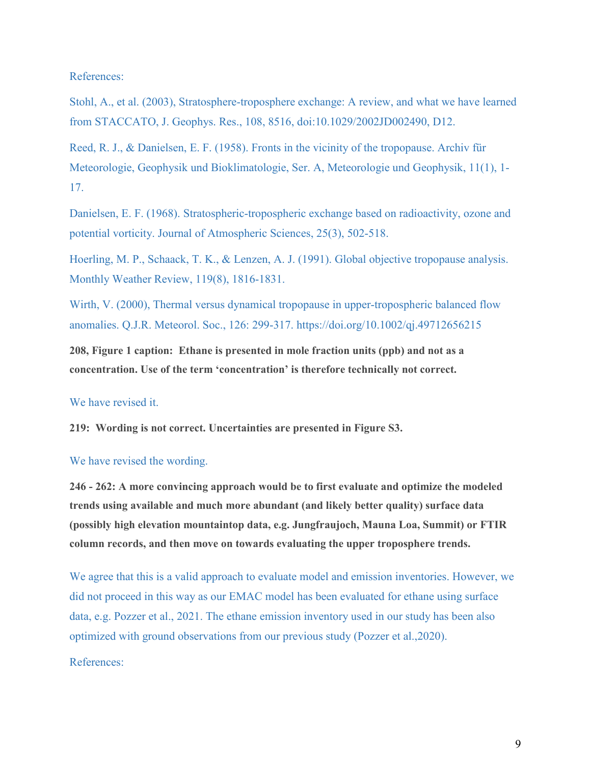References:

Stohl, A., et al. (2003), Stratosphere-troposphere exchange: A review, and what we have learned from STACCATO, J. Geophys. Res., 108, 8516, doi:10.1029/2002JD002490, D12.

Reed, R. J., & Danielsen, E. F. (1958). Fronts in the vicinity of the tropopause. Archiv für Meteorologie, Geophysik und Bioklimatologie, Ser. A, Meteorologie und Geophysik, 11(1), 1-17.

Danielsen, E. F. (1968). Stratospheric-tropospheric exchange based on radioactivity, ozone and potential vorticity. Journal of Atmospheric Sciences, 25(3), 502-518.

Hoerling, M. P., Schaack, T. K., & Lenzen, A. J. (1991). Global objective tropopause analysis. Monthly Weather Review, 119(8), 1816-1831.

Wirth, V. (2000), Thermal versus dynamical tropopause in upper-tropospheric balanced flow anomalies. Q.J.R. Meteorol. Soc., 126: 299-317. https://doi.org/10.1002/qj.49712656215

**208, Figure 1 caption: Ethane is presented in mole fraction units (ppb) and not as a concentration. Use of the term 'concentration' is therefore technically not correct.**

We have revised it.

**219: Wording is not correct. Uncertainties are presented in Figure S3.**

We have revised the wording.

**246 - 262: A more convincing approach would be to first evaluate and optimize the modeled trends using available and much more abundant (and likely better quality) surface data (possibly high elevation mountaintop data, e.g. Jungfraujoch, Mauna Loa, Summit) or FTIR column records, and then move on towards evaluating the upper troposphere trends.**

We agree that this is a valid approach to evaluate model and emission inventories. However, we did not proceed in this way as our EMAC model has been evaluated for ethane using surface data, e.g. Pozzer et al., 2021. The ethane emission inventory used in our study has been also optimized with ground observations from our previous study (Pozzer et al.,2020).

References: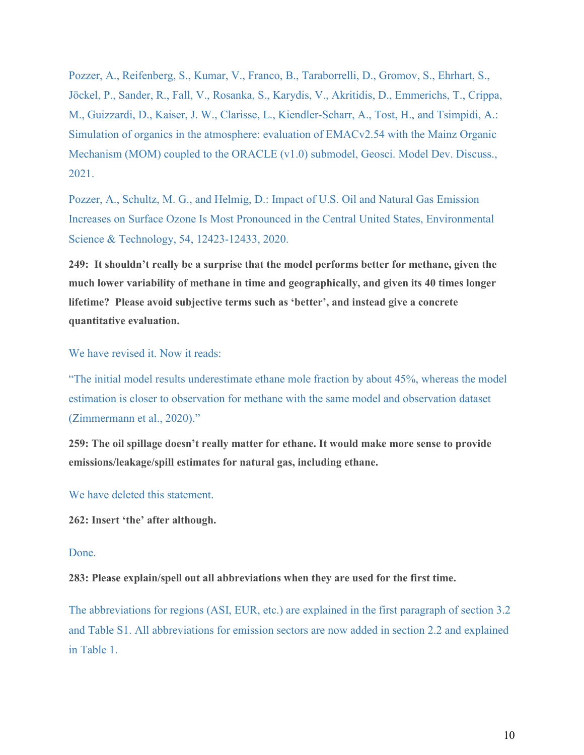Pozzer, A., Reifenberg, S., Kumar, V., Franco, B., Taraborrelli, D., Gromov, S., Ehrhart, S., Jöckel, P., Sander, R., Fall, V., Rosanka, S., Karydis, V., Akritidis, D., Emmerichs, T., Crippa, M., Guizzardi, D., Kaiser, J. W., Clarisse, L., Kiendler-Scharr, A., Tost, H., and Tsimpidi, A.: Simulation of organics in the atmosphere: evaluation of EMACv2.54 with the Mainz Organic Mechanism (MOM) coupled to the ORACLE (v1.0) submodel, Geosci. Model Dev. Discuss., 2021.

Pozzer, A., Schultz, M. G., and Helmig, D.: Impact of U.S. Oil and Natural Gas Emission Increases on Surface Ozone Is Most Pronounced in the Central United States, Environmental Science & Technology, 54, 12423-12433, 2020.

**249: It shouldn't really be a surprise that the model performs better for methane, given the much lower variability of methane in time and geographically, and given its 40 times longer lifetime? Please avoid subjective terms such as 'better', and instead give a concrete quantitative evaluation.**

We have revised it. Now it reads:

"The initial model results underestimate ethane mole fraction by about 45%, whereas the model estimation is closer to observation for methane with the same model and observation dataset (Zimmermann et al., 2020)."

**259: The oil spillage doesn't really matter for ethane. It would make more sense to provide emissions/leakage/spill estimates for natural gas, including ethane.**

We have deleted this statement.

**262: Insert 'the' after although.**

Done.

**283: Please explain/spell out all abbreviations when they are used for the first time.**

The abbreviations for regions (ASI, EUR, etc.) are explained in the first paragraph of section 3.2 and Table S1. All abbreviations for emission sectors are now added in section 2.2 and explained in Table 1.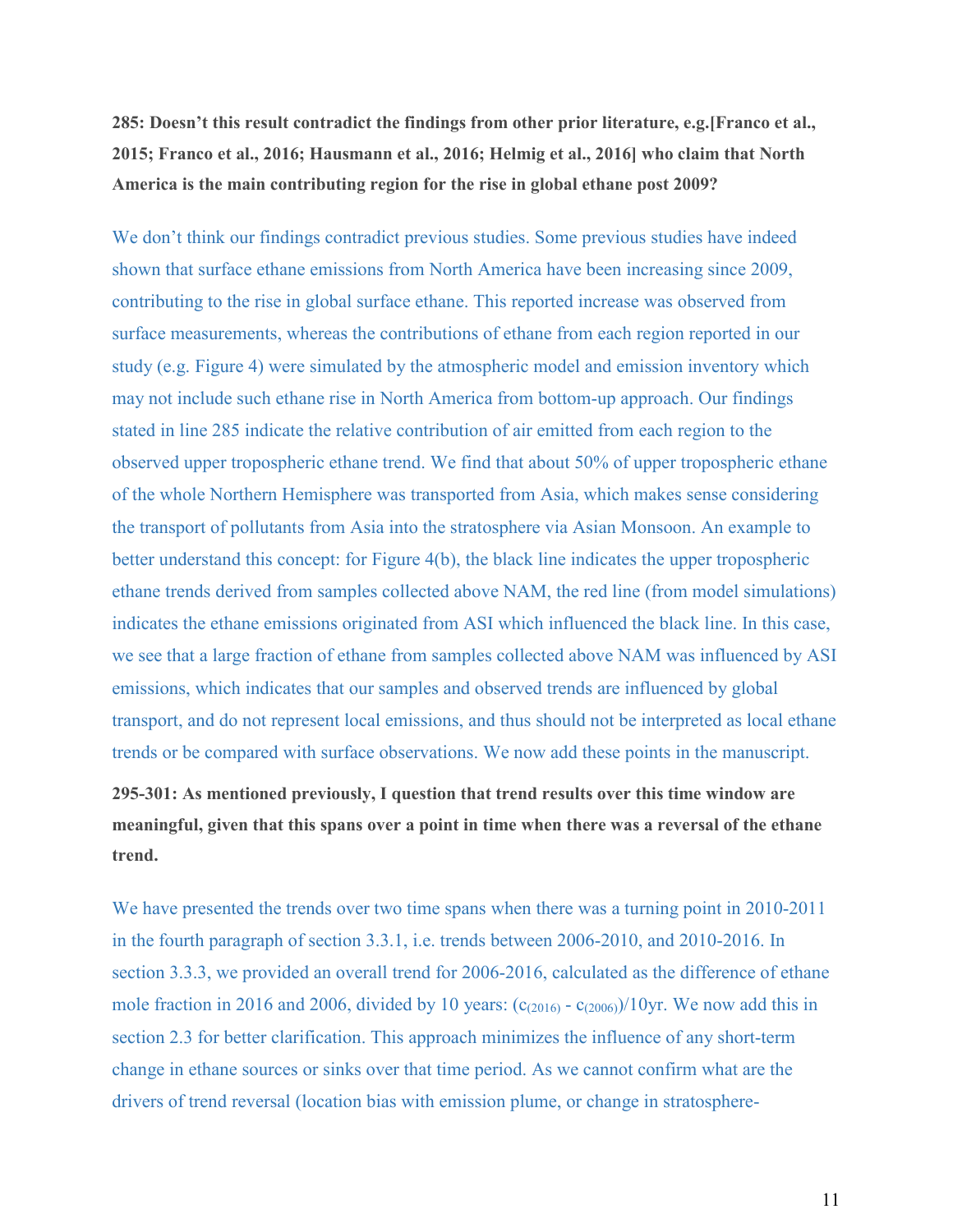**285: Doesn't this result contradict the findings from other prior literature, e.g.[Franco et al., 2015; Franco et al., 2016; Hausmann et al., 2016; Helmig et al., 2016] who claim that North America is the main contributing region for the rise in global ethane post 2009?**

We don't think our findings contradict previous studies. Some previous studies have indeed shown that surface ethane emissions from North America have been increasing since 2009, contributing to the rise in global surface ethane. This reported increase was observed from surface measurements, whereas the contributions of ethane from each region reported in our study (e.g. Figure 4) were simulated by the atmospheric model and emission inventory which may not include such ethane rise in North America from bottom-up approach. Our findings stated in line 285 indicate the relative contribution of air emitted from each region to the observed upper tropospheric ethane trend. We find that about 50% of upper tropospheric ethane of the whole Northern Hemisphere was transported from Asia, which makes sense considering the transport of pollutants from Asia into the stratosphere via Asian Monsoon. An example to better understand this concept: for Figure 4(b), the black line indicates the upper tropospheric ethane trends derived from samples collected above NAM, the red line (from model simulations) indicates the ethane emissions originated from ASI which influenced the black line. In this case, we see that a large fraction of ethane from samples collected above NAM was influenced by ASI emissions, which indicates that our samples and observed trends are influenced by global transport, and do not represent local emissions, and thus should not be interpreted as local ethane trends or be compared with surface observations. We now add these points in the manuscript.

**295-301: As mentioned previously, I question that trend results over this time window are meaningful, given that this spans over a point in time when there was a reversal of the ethane trend.**

We have presented the trends over two time spans when there was a turning point in 2010-2011 in the fourth paragraph of section 3.3.1, i.e. trends between 2006-2010, and 2010-2016. In section 3.3.3, we provided an overall trend for 2006-2016, calculated as the difference of ethane mole fraction in 2016 and 2006, divided by 10 years: $(c_{(2016)} - c_{(2006)})/10\text{yr}$. We now add this in section 2.3 for better clarification. This approach minimizes the influence of any short-term change in ethane sources or sinks over that time period. As we cannot confirm what are the drivers of trend reversal (location bias with emission plume, or change in stratosphere-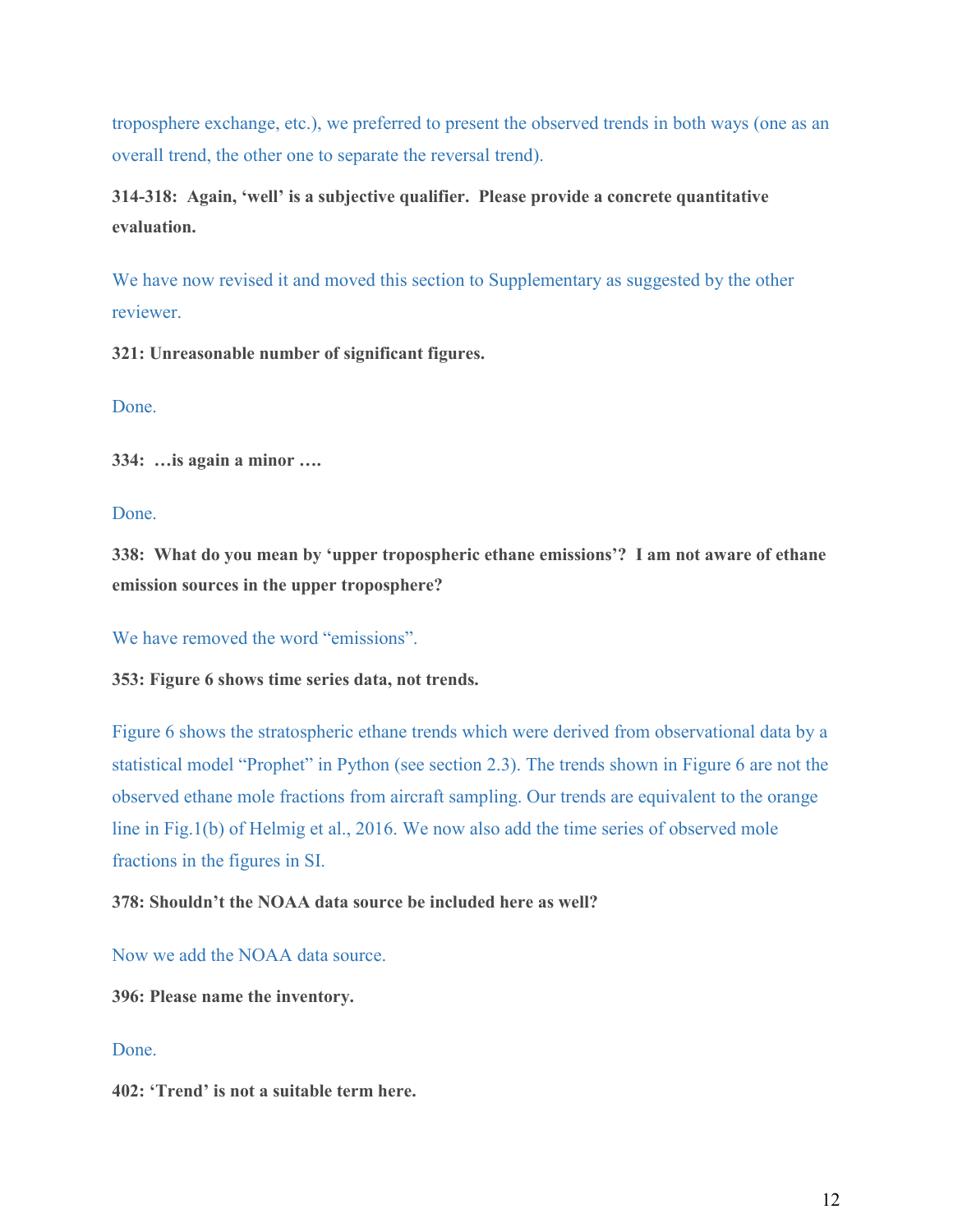troposphere exchange, etc.), we preferred to present the observed trends in both ways (one as an overall trend, the other one to separate the reversal trend).

**314-318: Again, 'well' is a subjective qualifier. Please provide a concrete quantitative evaluation.**

We have now revised it and moved this section to Supplementary as suggested by the other reviewer.

**321: Unreasonable number of significant figures.**

Done.

**334: …is again a minor ….**

Done.

**338: What do you mean by 'upper tropospheric ethane emissions'? I am not aware of ethane emission sources in the upper troposphere?**

We have removed the word "emissions".

**353: Figure 6 shows time series data, not trends.**

Figure 6 shows the stratospheric ethane trends which were derived from observational data by a statistical model "Prophet" in Python (see section 2.3). The trends shown in Figure 6 are not the observed ethane mole fractions from aircraft sampling. Our trends are equivalent to the orange line in Fig.1(b) of Helmig et al., 2016. We now also add the time series of observed mole fractions in the figures in SI.

**378: Shouldn't the NOAA data source be included here as well?**

Now we add the NOAA data source.

**396: Please name the inventory.**

Done.

**402: 'Trend' is not a suitable term here.**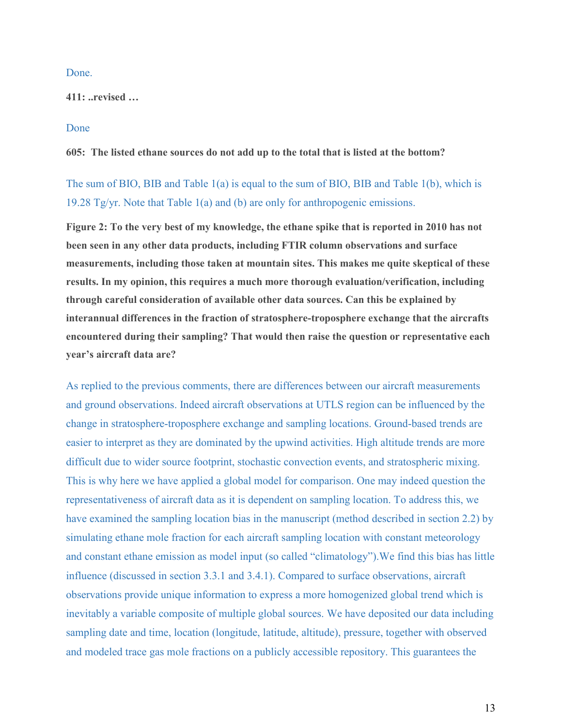Done.

**411: ..revised …**

Done

**605: The listed ethane sources do not add up to the total that is listed at the bottom?**

The sum of BIO, BIB and Table 1(a) is equal to the sum of BIO, BIB and Table 1(b), which is 19.28 Tg/yr. Note that Table 1(a) and (b) are only for anthropogenic emissions.

**Figure 2: To the very best of my knowledge, the ethane spike that is reported in 2010 has not been seen in any other data products, including FTIR column observations and surface measurements, including those taken at mountain sites. This makes me quite skeptical of these results. In my opinion, this requires a much more thorough evaluation/verification, including through careful consideration of available other data sources. Can this be explained by interannual differences in the fraction of stratosphere-troposphere exchange that the aircrafts encountered during their sampling? That would then raise the question or representative each year's aircraft data are?**

As replied to the previous comments, there are differences between our aircraft measurements and ground observations. Indeed aircraft observations at UTLS region can be influenced by the change in stratosphere-troposphere exchange and sampling locations. Ground-based trends are easier to interpret as they are dominated by the upwind activities. High altitude trends are more difficult due to wider source footprint, stochastic convection events, and stratospheric mixing. This is why here we have applied a global model for comparison. One may indeed question the representativeness of aircraft data as it is dependent on sampling location. To address this, we have examined the sampling location bias in the manuscript (method described in section 2.2) by simulating ethane mole fraction for each aircraft sampling location with constant meteorology and constant ethane emission as model input (so called "climatology").We find this bias has little influence (discussed in section 3.3.1 and 3.4.1). Compared to surface observations, aircraft observations provide unique information to express a more homogenized global trend which is inevitably a variable composite of multiple global sources. We have deposited our data including sampling date and time, location (longitude, latitude, altitude), pressure, together with observed and modeled trace gas mole fractions on a publicly accessible repository. This guarantees the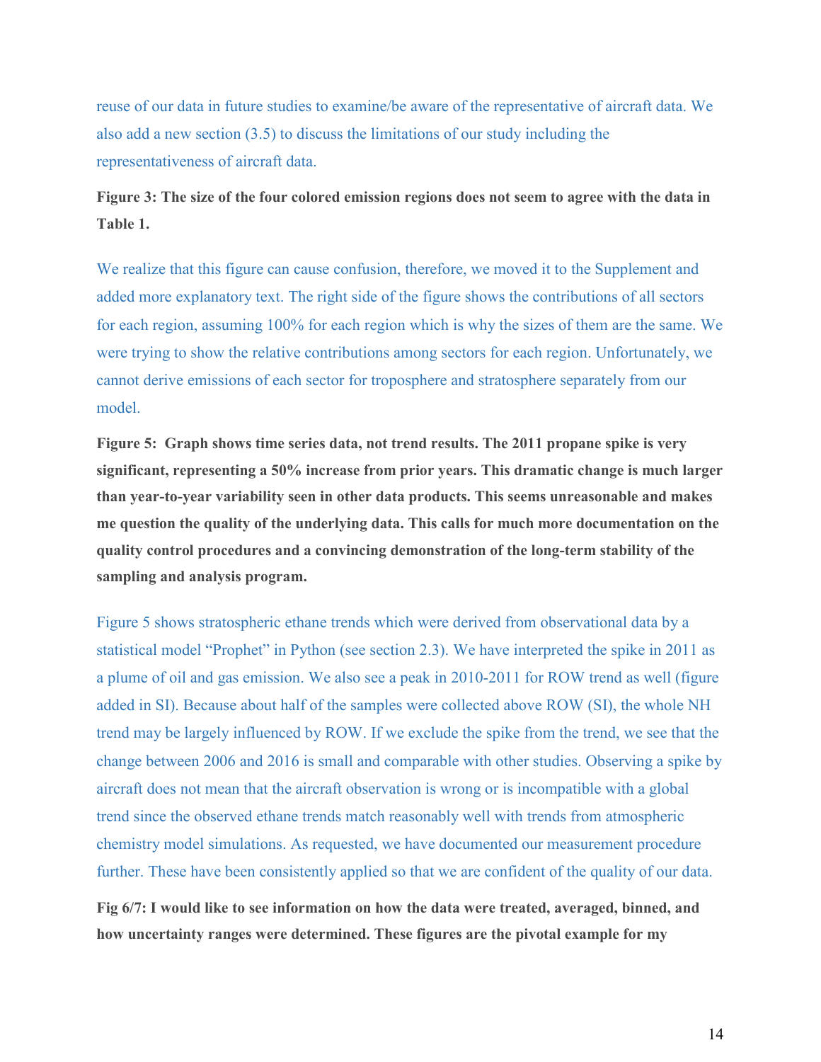reuse of our data in future studies to examine/be aware of the representative of aircraft data. We also add a new section (3.5) to discuss the limitations of our study including the representativeness of aircraft data.

**Figure 3: The size of the four colored emission regions does not seem to agree with the data in Table 1.**

We realize that this figure can cause confusion, therefore, we moved it to the Supplement and added more explanatory text. The right side of the figure shows the contributions of all sectors for each region, assuming 100% for each region which is why the sizes of them are the same. We were trying to show the relative contributions among sectors for each region. Unfortunately, we cannot derive emissions of each sector for troposphere and stratosphere separately from our model.

**Figure 5: Graph shows time series data, not trend results. The 2011 propane spike is very significant, representing a 50% increase from prior years. This dramatic change is much larger than year-to-year variability seen in other data products. This seems unreasonable and makes me question the quality of the underlying data. This calls for much more documentation on the quality control procedures and a convincing demonstration of the long-term stability of the sampling and analysis program.**

Figure 5 shows stratospheric ethane trends which were derived from observational data by a statistical model "Prophet" in Python (see section 2.3). We have interpreted the spike in 2011 as a plume of oil and gas emission. We also see a peak in 2010-2011 for ROW trend as well (figure added in SI). Because about half of the samples were collected above ROW (SI), the whole NH trend may be largely influenced by ROW. If we exclude the spike from the trend, we see that the change between 2006 and 2016 is small and comparable with other studies. Observing a spike by aircraft does not mean that the aircraft observation is wrong or is incompatible with a global trend since the observed ethane trends match reasonably well with trends from atmospheric chemistry model simulations. As requested, we have documented our measurement procedure further. These have been consistently applied so that we are confident of the quality of our data.

**Fig 6/7: I would like to see information on how the data were treated, averaged, binned, and how uncertainty ranges were determined. These figures are the pivotal example for my**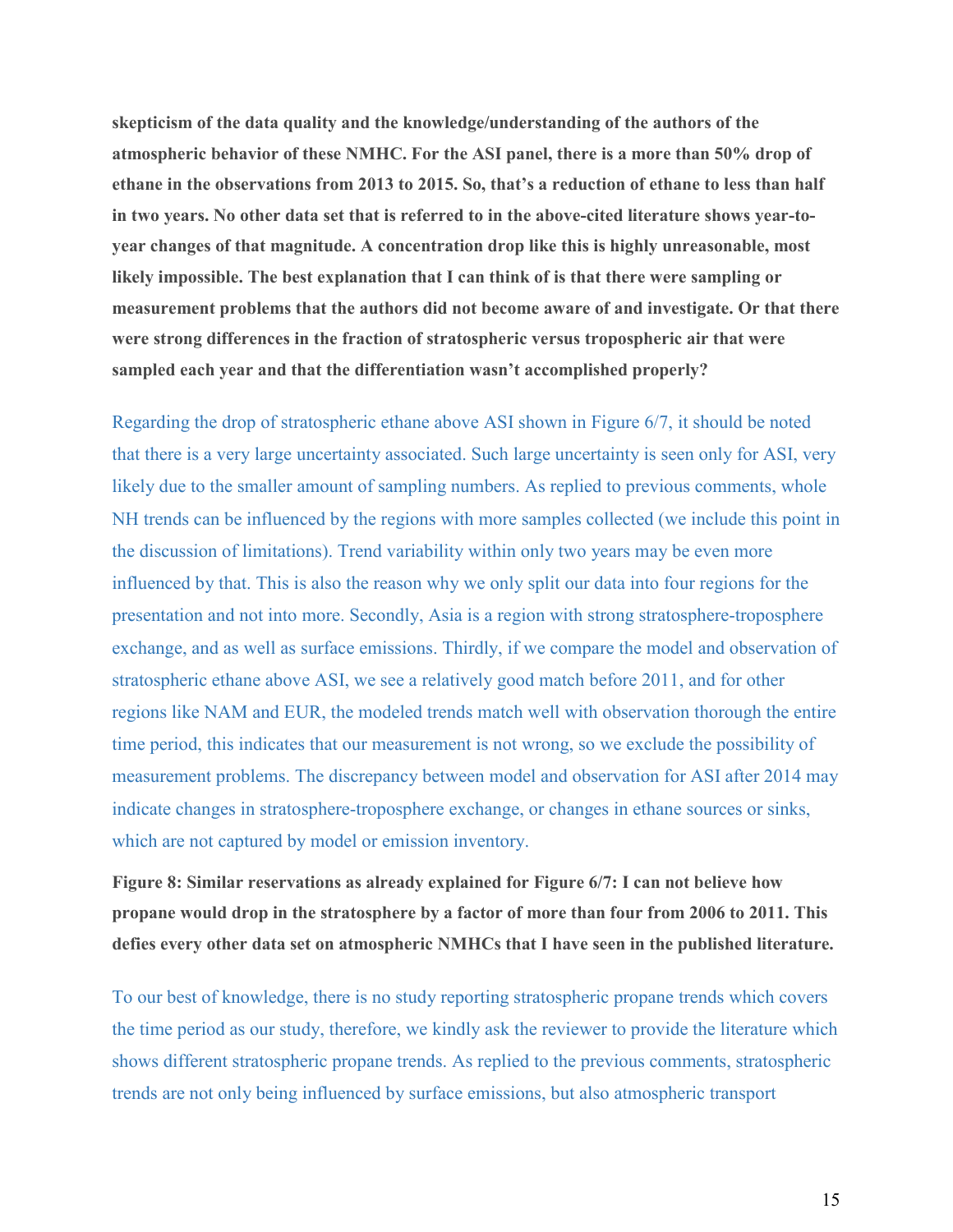**skepticism of the data quality and the knowledge/understanding of the authors of the atmospheric behavior of these NMHC. For the ASI panel, there is a more than 50% drop of ethane in the observations from 2013 to 2015. So, that's a reduction of ethane to less than half in two years. No other data set that is referred to in the above-cited literature shows year-to-year changes of that magnitude. A concentration drop like this is highly unreasonable, most likely impossible. The best explanation that I can think of is that there were sampling or measurement problems that the authors did not become aware of and investigate. Or that there were strong differences in the fraction of stratospheric versus tropospheric air that were sampled each year and that the differentiation wasn't accomplished properly?**

Regarding the drop of stratospheric ethane above ASI shown in Figure 6/7, it should be noted that there is a very large uncertainty associated. Such large uncertainty is seen only for ASI, very likely due to the smaller amount of sampling numbers. As replied to previous comments, whole NH trends can be influenced by the regions with more samples collected (we include this point in the discussion of limitations). Trend variability within only two years may be even more influenced by that. This is also the reason why we only split our data into four regions for the presentation and not into more. Secondly, Asia is a region with strong stratosphere-troposphere exchange, and as well as surface emissions. Thirdly, if we compare the model and observation of stratospheric ethane above ASI, we see a relatively good match before 2011, and for other regions like NAM and EUR, the modeled trends match well with observation thorough the entire time period, this indicates that our measurement is not wrong, so we exclude the possibility of measurement problems. The discrepancy between model and observation for ASI after 2014 may indicate changes in stratosphere-troposphere exchange, or changes in ethane sources or sinks, which are not captured by model or emission inventory.

**Figure 8: Similar reservations as already explained for Figure 6/7: I can not believe how propane would drop in the stratosphere by a factor of more than four from 2006 to 2011. This defies every other data set on atmospheric NMHCs that I have seen in the published literature.**

To our best of knowledge, there is no study reporting stratospheric propane trends which covers the time period as our study, therefore, we kindly ask the reviewer to provide the literature which shows different stratospheric propane trends. As replied to the previous comments, stratospheric trends are not only being influenced by surface emissions, but also atmospheric transport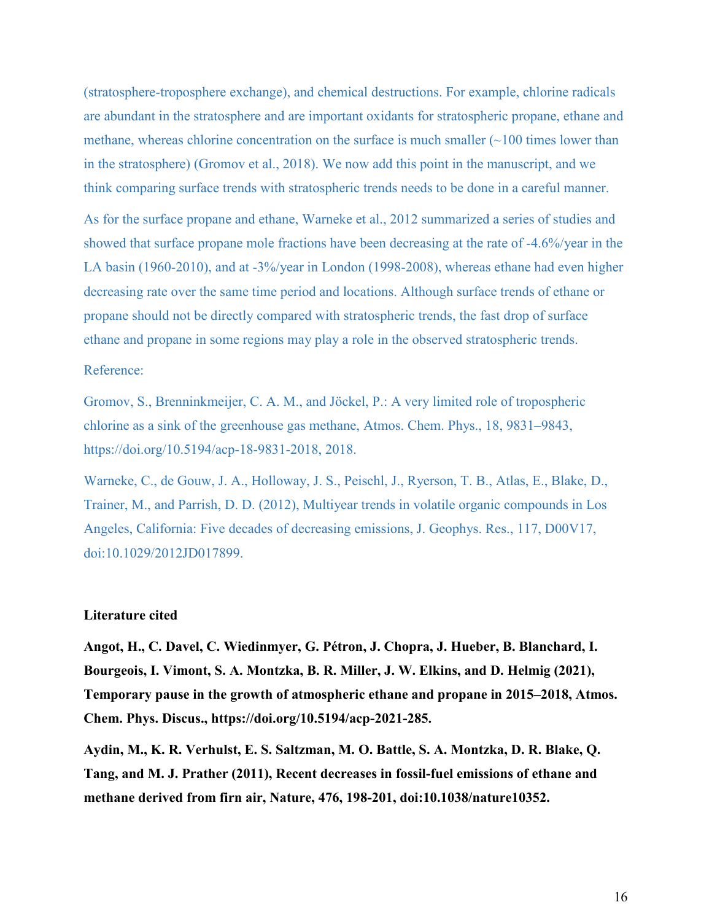(stratosphere-troposphere exchange), and chemical destructions. For example, chlorine radicals are abundant in the stratosphere and are important oxidants for stratospheric propane, ethane and methane, whereas chlorine concentration on the surface is much smaller (~100 times lower than in the stratosphere) (Gromov et al., 2018). We now add this point in the manuscript, and we think comparing surface trends with stratospheric trends needs to be done in a careful manner.

As for the surface propane and ethane, Warneke et al., 2012 summarized a series of studies and showed that surface propane mole fractions have been decreasing at the rate of -4.6%/year in the LA basin (1960-2010), and at -3%/year in London (1998-2008), whereas ethane had even higher decreasing rate over the same time period and locations. Although surface trends of ethane or propane should not be directly compared with stratospheric trends, the fast drop of surface ethane and propane in some regions may play a role in the observed stratospheric trends.

Reference:

Gromov, S., Brenninkmeijer, C. A. M., and Jöckel, P.: A very limited role of tropospheric chlorine as a sink of the greenhouse gas methane, Atmos. Chem. Phys., 18, 9831–9843, https://doi.org/10.5194/acp-18-9831-2018, 2018.

Warneke, C., de Gouw, J. A., Holloway, J. S., Peischl, J., Ryerson, T. B., Atlas, E., Blake, D., Trainer, M., and Parrish, D. D. (2012), Multiyear trends in volatile organic compounds in Los Angeles, California: Five decades of decreasing emissions, J. Geophys. Res., 117, D00V17, doi:10.1029/2012JD017899.

**Literature cited**

**Angot, H., C. Davel, C. Wiedinmyer, G. Pétron, J. Chopra, J. Hueber, B. Blanchard, I. Bourgeois, I. Vimont, S. A. Montzka, B. R. Miller, J. W. Elkins, and D. Helmig (2021), Temporary pause in the growth of atmospheric ethane and propane in 2015–2018, Atmos. Chem. Phys. Discus., https://doi.org/10.5194/acp-2021-285.**

**Aydin, M., K. R. Verhulst, E. S. Saltzman, M. O. Battle, S. A. Montzka, D. R. Blake, Q. Tang, and M. J. Prather (2011), Recent decreases in fossil-fuel emissions of ethane and methane derived from firn air, Nature, 476, 198-201, doi:10.1038/nature10352.**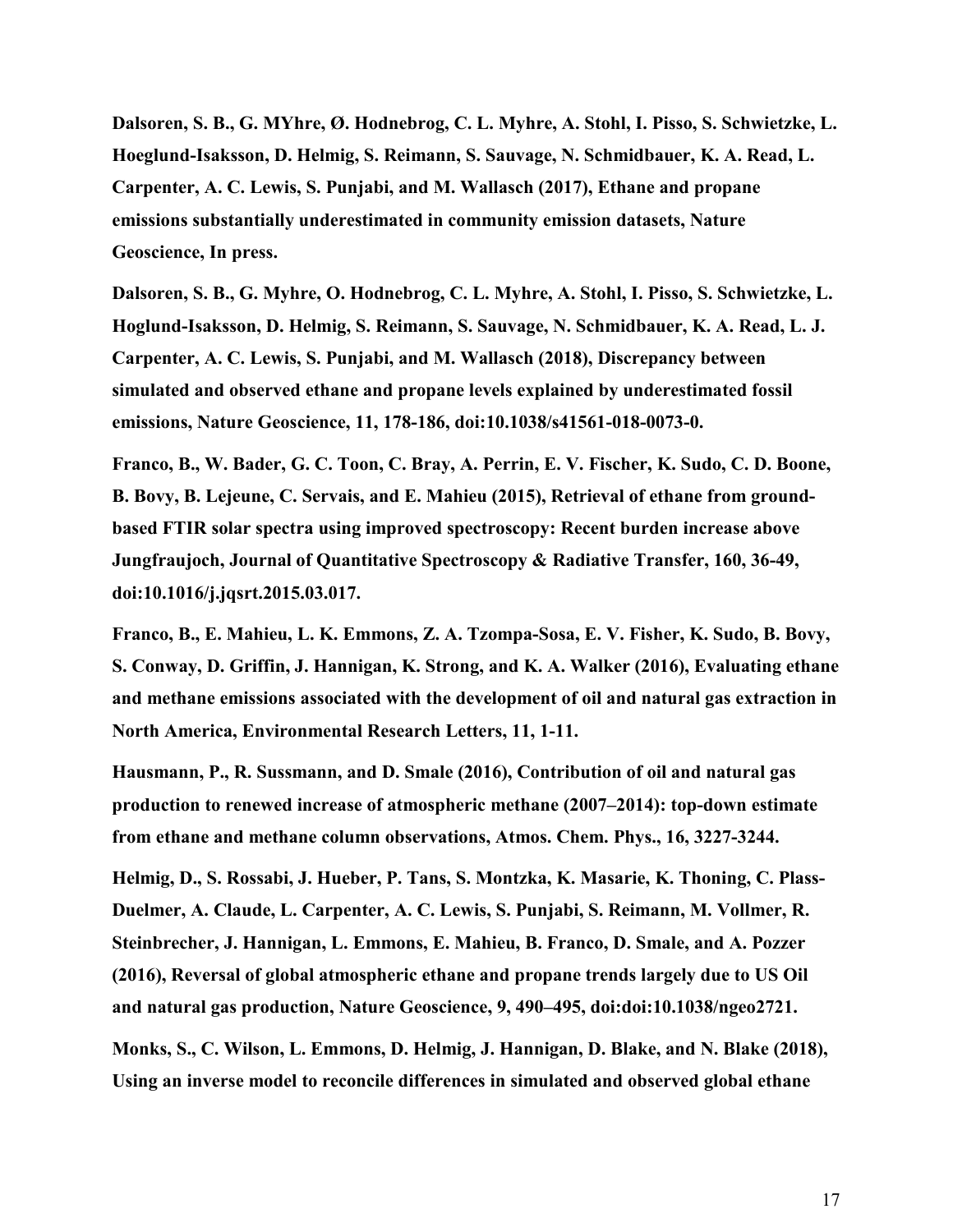**Dalsoren, S. B., G. MYhre, Ø. Hodnebrog, C. L. Myhre, A. Stohl, I. Pisso, S. Schwietzke, L. Hoeglund-Isaksson, D. Helmig, S. Reimann, S. Sauvage, N. Schmidbauer, K. A. Read, L. Carpenter, A. C. Lewis, S. Punjabi, and M. Wallasch (2017), Ethane and propane emissions substantially underestimated in community emission datasets, Nature Geoscience, In press.**

**Dalsoren, S. B., G. Myhre, O. Hodnebrog, C. L. Myhre, A. Stohl, I. Pisso, S. Schwietzke, L. Hoglund-Isaksson, D. Helmig, S. Reimann, S. Sauvage, N. Schmidbauer, K. A. Read, L. J. Carpenter, A. C. Lewis, S. Punjabi, and M. Wallasch (2018), Discrepancy between simulated and observed ethane and propane levels explained by underestimated fossil emissions, Nature Geoscience, 11, 178-186, doi:10.1038/s41561-018-0073-0.**

**Franco, B., W. Bader, G. C. Toon, C. Bray, A. Perrin, E. V. Fischer, K. Sudo, C. D. Boone, B. Bovy, B. Lejeune, C. Servais, and E. Mahieu (2015), Retrieval of ethane from ground-based FTIR solar spectra using improved spectroscopy: Recent burden increase above Jungfraujoch, Journal of Quantitative Spectroscopy & Radiative Transfer, 160, 36-49, doi:10.1016/j.jqsrt.2015.03.017.**

**Franco, B., E. Mahieu, L. K. Emmons, Z. A. Tzompa-Sosa, E. V. Fisher, K. Sudo, B. Bovy, S. Conway, D. Griffin, J. Hannigan, K. Strong, and K. A. Walker (2016), Evaluating ethane and methane emissions associated with the development of oil and natural gas extraction in North America, Environmental Research Letters, 11, 1-11.**

**Hausmann, P., R. Sussmann, and D. Smale (2016), Contribution of oil and natural gas production to renewed increase of atmospheric methane (2007–2014): top-down estimate from ethane and methane column observations, Atmos. Chem. Phys., 16, 3227-3244.**

**Helmig, D., S. Rossabi, J. Hueber, P. Tans, S. Montzka, K. Masarie, K. Thoning, C. Plass-Duelmer, A. Claude, L. Carpenter, A. C. Lewis, S. Punjabi, S. Reimann, M. Vollmer, R. Steinbrecher, J. Hannigan, L. Emmons, E. Mahieu, B. Franco, D. Smale, and A. Pozzer (2016), Reversal of global atmospheric ethane and propane trends largely due to US Oil and natural gas production, Nature Geoscience, 9, 490–495, doi:doi:10.1038/ngeo2721.**

**Monks, S., C. Wilson, L. Emmons, D. Helmig, J. Hannigan, D. Blake, and N. Blake (2018), Using an inverse model to reconcile differences in simulated and observed global ethane**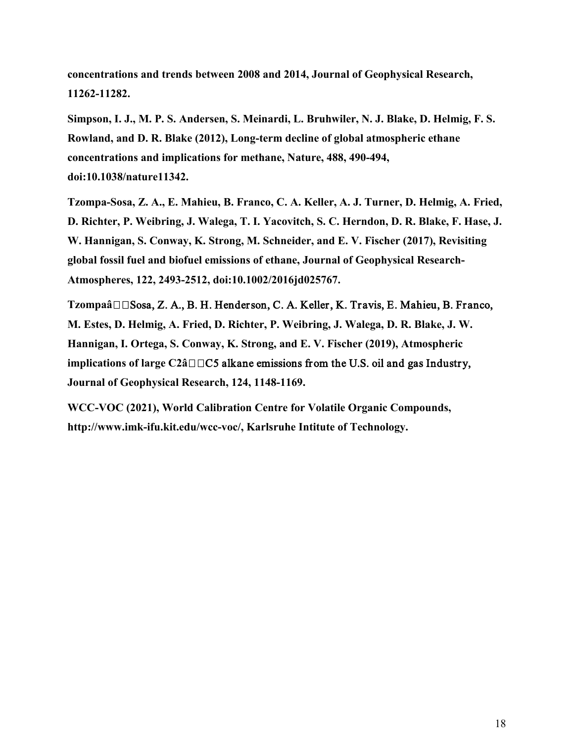**concentrations and trends between 2008 and 2014, Journal of Geophysical Research, 11262-11282.**

**Simpson, I. J., M. P. S. Andersen, S. Meinardi, L. Bruhwiler, N. J. Blake, D. Helmig, F. S. Rowland, and D. R. Blake (2012), Long-term decline of global atmospheric ethane concentrations and implications for methane, Nature, 488, 490-494, doi:10.1038/nature11342.**

**Tzompa-Sosa, Z. A., E. Mahieu, B. Franco, C. A. Keller, A. J. Turner, D. Helmig, A. Fried, D. Richter, P. Weibring, J. Walega, T. I. Yacovitch, S. C. Herndon, D. R. Blake, F. Hase, J. W. Hannigan, S. Conway, K. Strong, M. Schneider, and E. V. Fischer (2017), Revisiting global fossil fuel and biofuel emissions of ethane, Journal of Geophysical Research-Atmospheres, 122, 2493-2512, doi:10.1002/2016jd025767.**

**Tzompaâ□□Sosa, Z. A., B. H. Henderson, C. A. Keller, K. Travis, E. Mahieu, B. Franco, M. Estes, D. Helmig, A. Fried, D. Richter, P. Weibring, J. Walega, D. R. Blake, J. W. Hannigan, I. Ortega, S. Conway, K. Strong, and E. V. Fischer (2019), Atmospheric implications of large C2â□□C5 alkane emissions from the U.S. oil and gas Industry, Journal of Geophysical Research, 124, 1148-1169.**

**WCC-VOC (2021), World Calibration Centre for Volatile Organic Compounds, http://www.imk-ifu.kit.edu/wcc-voc/, Karlsruhe Intitute of Technology.**